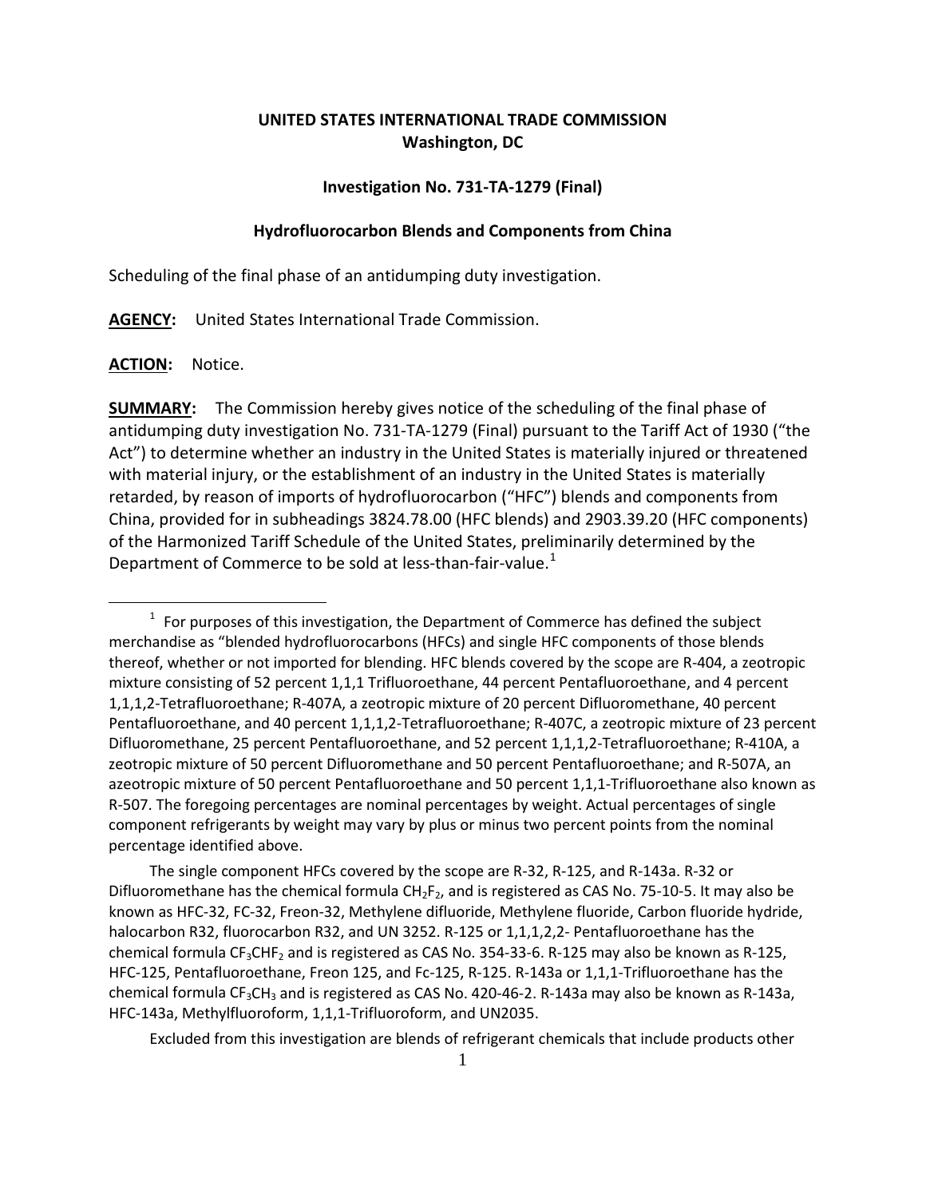**UNITED STATES INTERNATIONAL TRADE COMMISSION**
**Washington, DC**

**Investigation No. 731-TA-1279 (Final)**

**Hydrofluorocarbon Blends and Components from China**

Scheduling of the final phase of an antidumping duty investigation.

**AGENCY:** United States International Trade Commission.

**ACTION:** Notice.

**SUMMARY:** The Commission hereby gives notice of the scheduling of the final phase of antidumping duty investigation No. 731-TA-1279 (Final) pursuant to the Tariff Act of 1930 ("the Act") to determine whether an industry in the United States is materially injured or threatened with material injury, or the establishment of an industry in the United States is materially retarded, by reason of imports of hydrofluorocarbon ("HFC") blends and components from China, provided for in subheadings 3824.78.00 (HFC blends) and 2903.39.20 (HFC components) of the Harmonized Tariff Schedule of the United States, preliminarily determined by the Department of Commerce to be sold at less-than-fair-value.[1]

---

[1] For purposes of this investigation, the Department of Commerce has defined the subject merchandise as "blended hydrofluorocarbons (HFCs) and single HFC components of those blends thereof, whether or not imported for blending. HFC blends covered by the scope are R-404, a zeotropic mixture consisting of 52 percent 1,1,1 Trifluoroethane, 44 percent Pentafluoroethane, and 4 percent 1,1,1,2-Tetrafluoroethane; R-407A, a zeotropic mixture of 20 percent Difluoromethane, 40 percent Pentafluoroethane, and 40 percent 1,1,1,2-Tetrafluoroethane; R-407C, a zeotropic mixture of 23 percent Difluoromethane, 25 percent Pentafluoroethane, and 52 percent 1,1,1,2-Tetrafluoroethane; R-410A, a zeotropic mixture of 50 percent Difluoromethane and 50 percent Pentafluoroethane; and R-507A, an azeotropic mixture of 50 percent Pentafluoroethane and 50 percent 1,1,1-Trifluoroethane also known as R-507. The foregoing percentages are nominal percentages by weight. Actual percentages of single component refrigerants by weight may vary by plus or minus two percent points from the nominal percentage identified above.

The single component HFCs covered by the scope are R-32, R-125, and R-143a. R-32 or Difluoromethane has the chemical formula $CH_2F_2$, and is registered as CAS No. 75-10-5. It may also be known as HFC-32, FC-32, Freon-32, Methylene difluoride, Methylene fluoride, Carbon fluoride hydride, halocarbon R32, fluorocarbon R32, and UN 3252. R-125 or 1,1,1,2,2- Pentafluoroethane has the chemical formula $CF_3CHF_2$ and is registered as CAS No. 354-33-6. R-125 may also be known as R-125, HFC-125, Pentafluoroethane, Freon 125, and Fc-125, R-125. R-143a or 1,1,1-Trifluoroethane has the chemical formula $CF_3CH_3$ and is registered as CAS No. 420-46-2. R-143a may also be known as R-143a, HFC-143a, Methylfluoroform, 1,1,1-Trifluoroform, and UN2035.

Excluded from this investigation are blends of refrigerant chemicals that include products other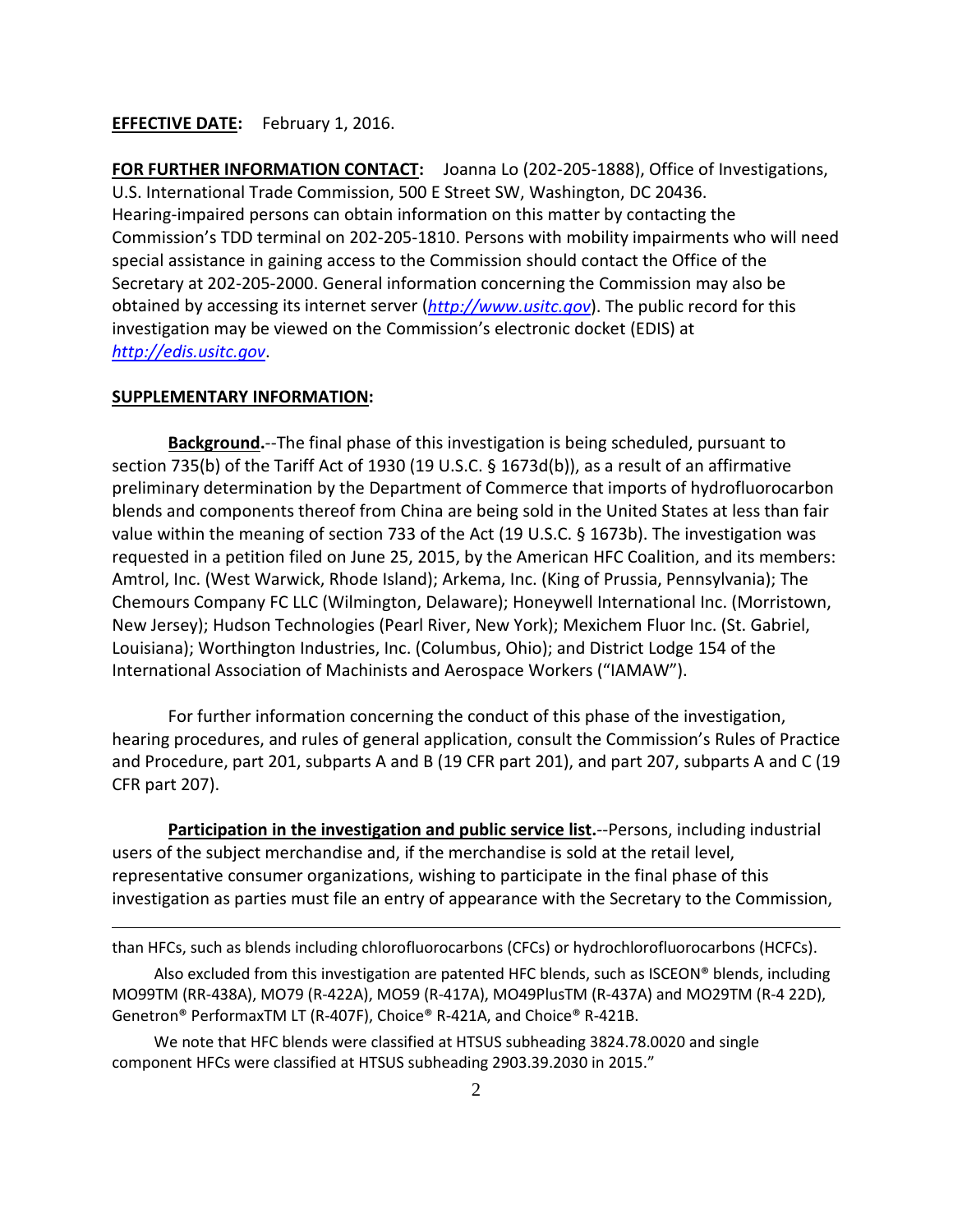**EFFECTIVE DATE:** February 1, 2016.

**FOR FURTHER INFORMATION CONTACT:** Joanna Lo (202-205-1888), Office of Investigations, U.S. International Trade Commission, 500 E Street SW, Washington, DC 20436. Hearing-impaired persons can obtain information on this matter by contacting the Commission's TDD terminal on 202-205-1810. Persons with mobility impairments who will need special assistance in gaining access to the Commission should contact the Office of the Secretary at 202-205-2000. General information concerning the Commission may also be obtained by accessing its internet server (*http://www.usitc.gov*). The public record for this investigation may be viewed on the Commission's electronic docket (EDIS) at *http://edis.usitc.gov*.

**SUPPLEMENTARY INFORMATION:**

**Background.**--The final phase of this investigation is being scheduled, pursuant to section 735(b) of the Tariff Act of 1930 (19 U.S.C. § 1673d(b)), as a result of an affirmative preliminary determination by the Department of Commerce that imports of hydrofluorocarbon blends and components thereof from China are being sold in the United States at less than fair value within the meaning of section 733 of the Act (19 U.S.C. § 1673b). The investigation was requested in a petition filed on June 25, 2015, by the American HFC Coalition, and its members: Amtrol, Inc. (West Warwick, Rhode Island); Arkema, Inc. (King of Prussia, Pennsylvania); The Chemours Company FC LLC (Wilmington, Delaware); Honeywell International Inc. (Morristown, New Jersey); Hudson Technologies (Pearl River, New York); Mexichem Fluor Inc. (St. Gabriel, Louisiana); Worthington Industries, Inc. (Columbus, Ohio); and District Lodge 154 of the International Association of Machinists and Aerospace Workers ("IAMAW").

For further information concerning the conduct of this phase of the investigation, hearing procedures, and rules of general application, consult the Commission's Rules of Practice and Procedure, part 201, subparts A and B (19 CFR part 201), and part 207, subparts A and C (19 CFR part 207).

**Participation in the investigation and public service list.**--Persons, including industrial users of the subject merchandise and, if the merchandise is sold at the retail level, representative consumer organizations, wishing to participate in the final phase of this investigation as parties must file an entry of appearance with the Secretary to the Commission,

---

than HFCs, such as blends including chlorofluorocarbons (CFCs) or hydrochlorofluorocarbons (HCFCs).

Also excluded from this investigation are patented HFC blends, such as ISCEON® blends, including MO99TM (RR-438A), MO79 (R-422A), MO59 (R-417A), MO49PlusTM (R-437A) and MO29TM (R-4 22D), Genetron® PerformaxTM LT (R-407F), Choice® R-421A, and Choice® R-421B.

We note that HFC blends were classified at HTSUS subheading 3824.78.0020 and single component HFCs were classified at HTSUS subheading 2903.39.2030 in 2015."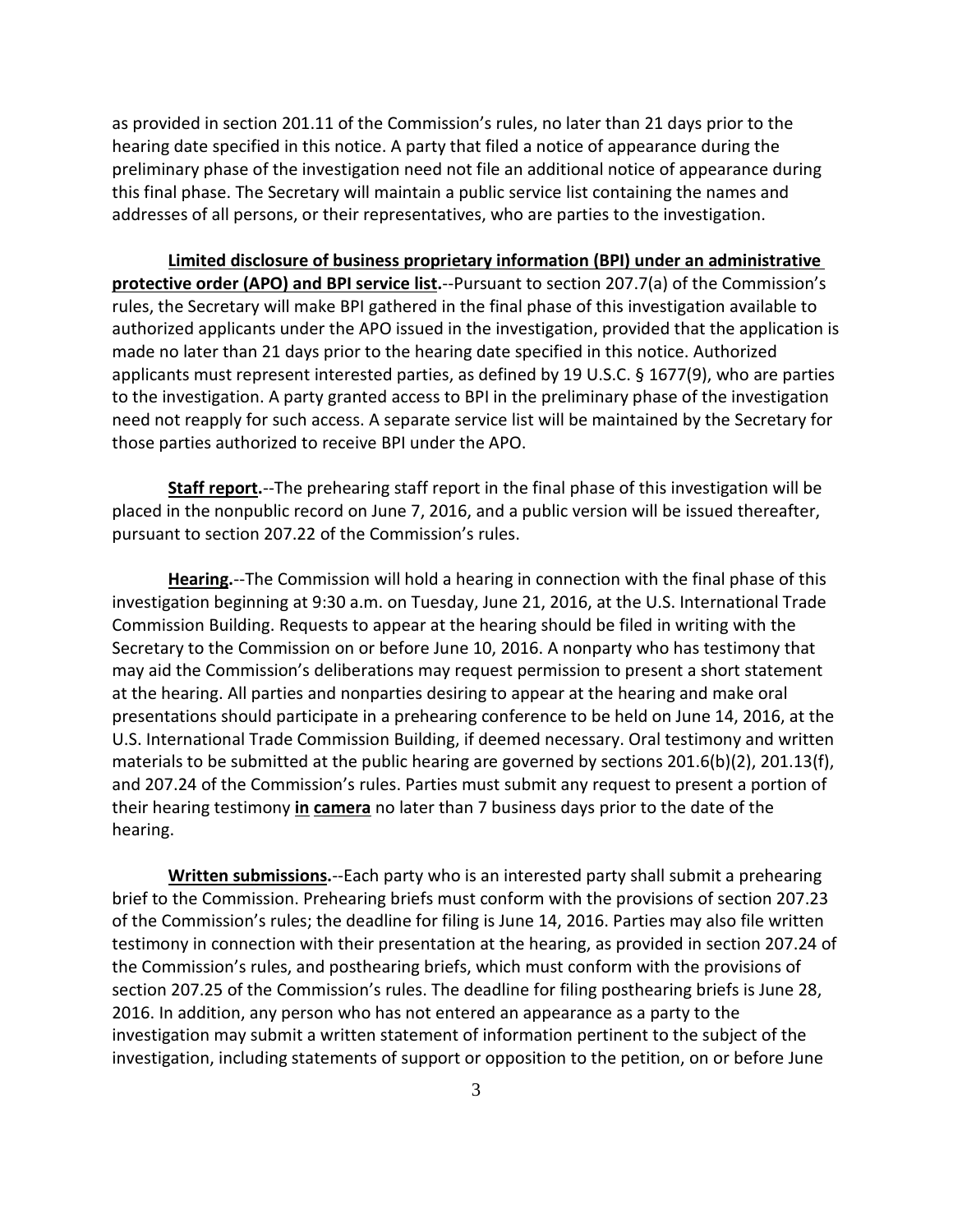as provided in section 201.11 of the Commission's rules, no later than 21 days prior to the hearing date specified in this notice. A party that filed a notice of appearance during the preliminary phase of the investigation need not file an additional notice of appearance during this final phase. The Secretary will maintain a public service list containing the names and addresses of all persons, or their representatives, who are parties to the investigation.

**Limited disclosure of business proprietary information (BPI) under an administrative protective order (APO) and BPI service list.**--Pursuant to section 207.7(a) of the Commission's rules, the Secretary will make BPI gathered in the final phase of this investigation available to authorized applicants under the APO issued in the investigation, provided that the application is made no later than 21 days prior to the hearing date specified in this notice. Authorized applicants must represent interested parties, as defined by 19 U.S.C. § 1677(9), who are parties to the investigation. A party granted access to BPI in the preliminary phase of the investigation need not reapply for such access. A separate service list will be maintained by the Secretary for those parties authorized to receive BPI under the APO.

**Staff report.**--The prehearing staff report in the final phase of this investigation will be placed in the nonpublic record on June 7, 2016, and a public version will be issued thereafter, pursuant to section 207.22 of the Commission's rules.

**Hearing.**--The Commission will hold a hearing in connection with the final phase of this investigation beginning at 9:30 a.m. on Tuesday, June 21, 2016, at the U.S. International Trade Commission Building. Requests to appear at the hearing should be filed in writing with the Secretary to the Commission on or before June 10, 2016. A nonparty who has testimony that may aid the Commission's deliberations may request permission to present a short statement at the hearing. All parties and nonparties desiring to appear at the hearing and make oral presentations should participate in a prehearing conference to be held on June 14, 2016, at the U.S. International Trade Commission Building, if deemed necessary. Oral testimony and written materials to be submitted at the public hearing are governed by sections 201.6(b)(2), 201.13(f), and 207.24 of the Commission's rules. Parties must submit any request to present a portion of their hearing testimony **in camera** no later than 7 business days prior to the date of the hearing.

**Written submissions.**--Each party who is an interested party shall submit a prehearing brief to the Commission. Prehearing briefs must conform with the provisions of section 207.23 of the Commission's rules; the deadline for filing is June 14, 2016. Parties may also file written testimony in connection with their presentation at the hearing, as provided in section 207.24 of the Commission's rules, and posthearing briefs, which must conform with the provisions of section 207.25 of the Commission's rules. The deadline for filing posthearing briefs is June 28, 2016. In addition, any person who has not entered an appearance as a party to the investigation may submit a written statement of information pertinent to the subject of the investigation, including statements of support or opposition to the petition, on or before June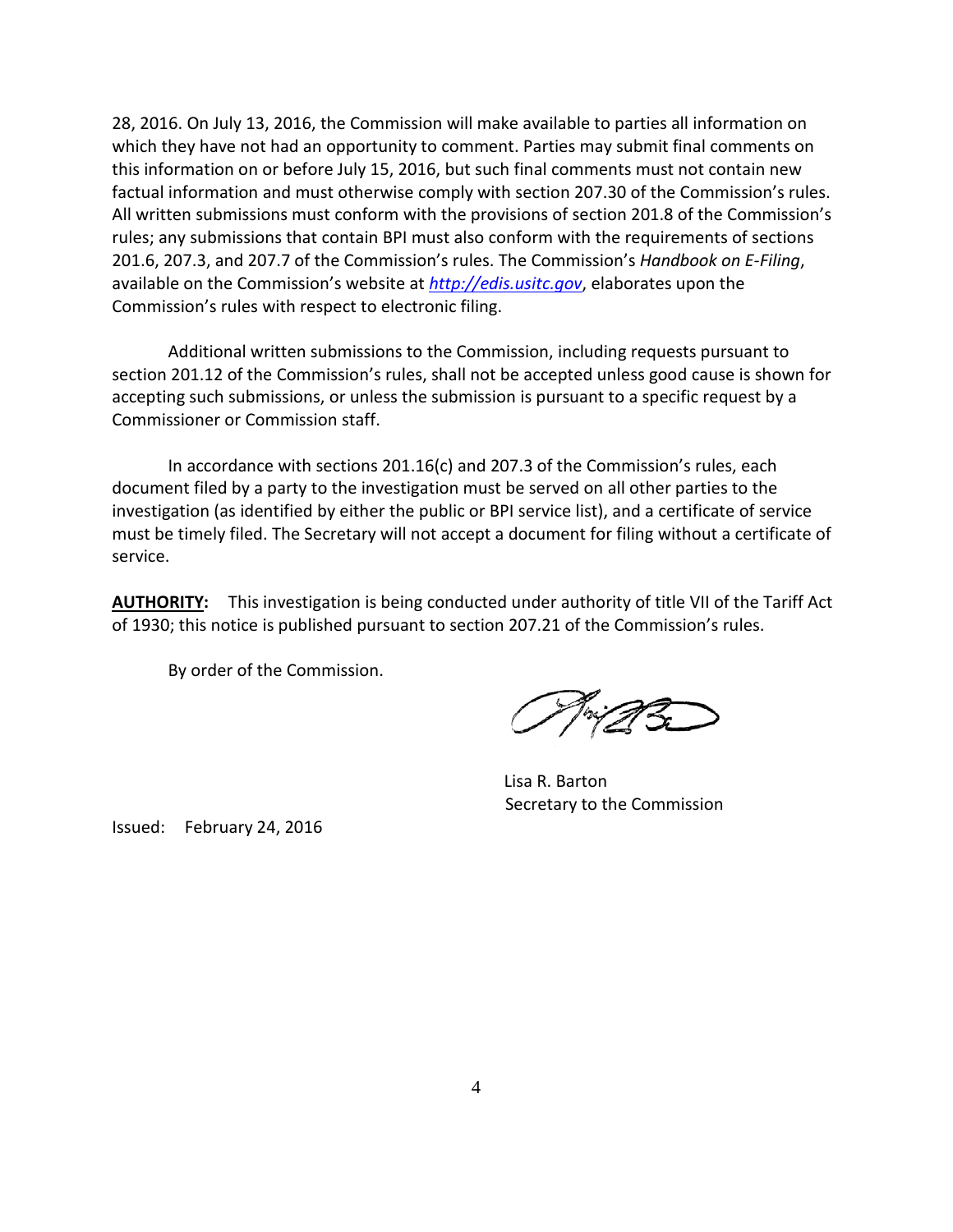28, 2016. On July 13, 2016, the Commission will make available to parties all information on which they have not had an opportunity to comment. Parties may submit final comments on this information on or before July 15, 2016, but such final comments must not contain new factual information and must otherwise comply with section 207.30 of the Commission's rules. All written submissions must conform with the provisions of section 201.8 of the Commission's rules; any submissions that contain BPI must also conform with the requirements of sections 201.6, 207.3, and 207.7 of the Commission's rules. The Commission's *Handbook on E-Filing*, available on the Commission's website at *http://edis.usitc.gov*, elaborates upon the Commission's rules with respect to electronic filing.

Additional written submissions to the Commission, including requests pursuant to section 201.12 of the Commission's rules, shall not be accepted unless good cause is shown for accepting such submissions, or unless the submission is pursuant to a specific request by a Commissioner or Commission staff.

In accordance with sections 201.16(c) and 207.3 of the Commission's rules, each document filed by a party to the investigation must be served on all other parties to the investigation (as identified by either the public or BPI service list), and a certificate of service must be timely filed. The Secretary will not accept a document for filing without a certificate of service.

**AUTHORITY:** This investigation is being conducted under authority of title VII of the Tariff Act of 1930; this notice is published pursuant to section 207.21 of the Commission's rules.

By order of the Commission.

Lisa R. Barton
Secretary to the Commission

Issued: February 24, 2016